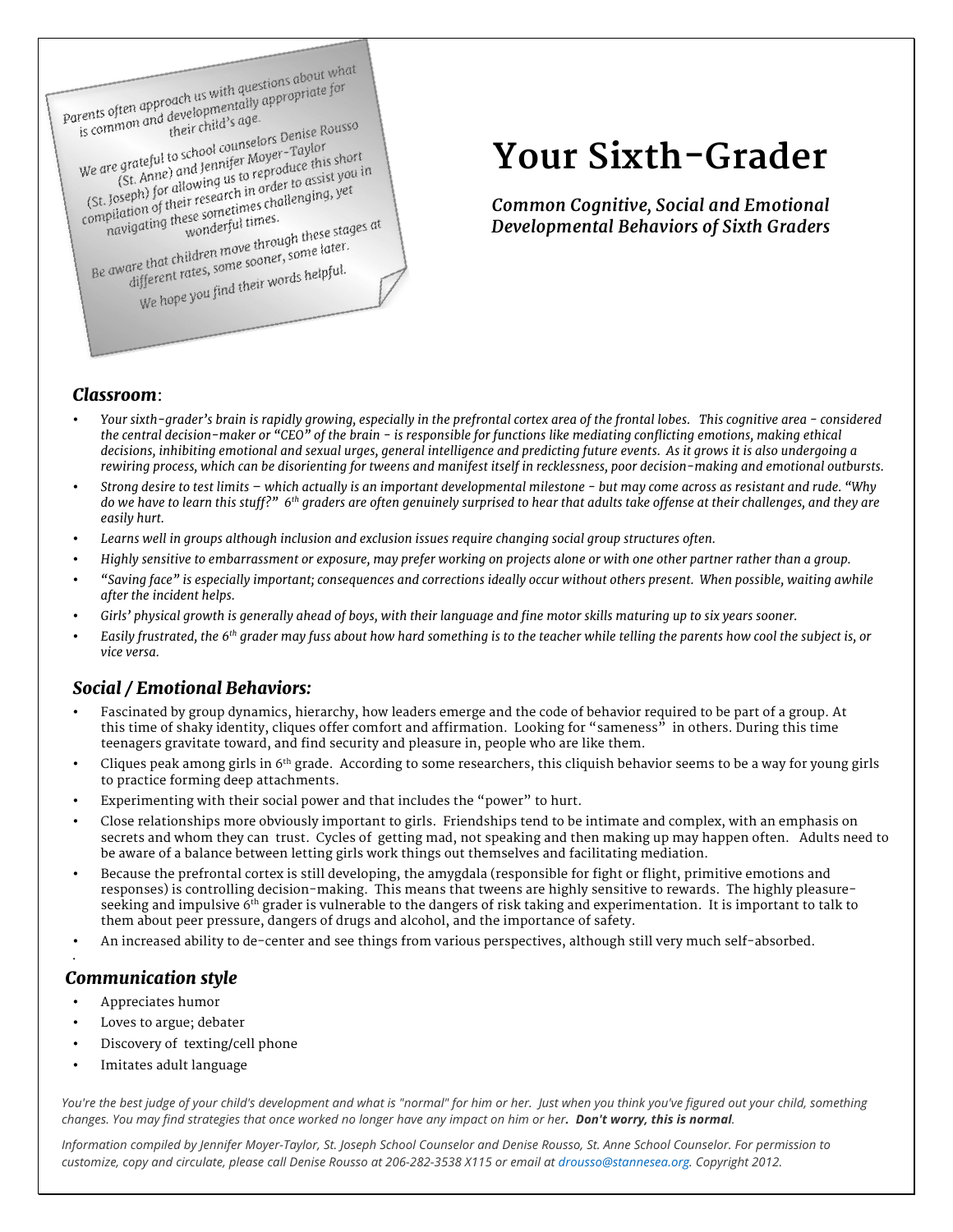Parents often approach us with questions about what is common and developmentally appropriate for their child's age.

We are grateful to school counselors Denise Rousso (St. Anne) and Jennifer Moyer-Taylor (St. Joseph) for allowing us to reproduce this short compilation of their research in order to assist you in navigating these sometimes challenging, yet wonderful times.

Be aware that children move through these stages at different rates, some sooner, some later.

We hope you find their words helpful.

# Your Sixth-Grader

***Common Cognitive, Social and Emotional Developmental Behaviors of Sixth Graders***

### *Classroom*:

- *Your sixth-grader's brain is rapidly growing, especially in the prefrontal cortex area of the frontal lobes. This cognitive area - considered the central decision-maker or "CEO" of the brain - is responsible for functions like mediating conflicting emotions, making ethical decisions, inhibiting emotional and sexual urges, general intelligence and predicting future events. As it grows it is also undergoing a rewiring process, which can be disorienting for tweens and manifest itself in recklessness, poor decision-making and emotional outbursts.*
- *Strong desire to test limits – which actually is an important developmental milestone - but may come across as resistant and rude. "Why do we have to learn this stuff?" 6th graders are often genuinely surprised to hear that adults take offense at their challenges, and they are easily hurt.*
- *Learns well in groups although inclusion and exclusion issues require changing social group structures often.*
- *Highly sensitive to embarrassment or exposure, may prefer working on projects alone or with one other partner rather than a group.*
- *"Saving face" is especially important; consequences and corrections ideally occur without others present. When possible, waiting awhile after the incident helps.*
- *Girls' physical growth is generally ahead of boys, with their language and fine motor skills maturing up to six years sooner.*
- *Easily frustrated, the 6th grader may fuss about how hard something is to the teacher while telling the parents how cool the subject is, or vice versa.*

### *Social / Emotional Behaviors:*

- Fascinated by group dynamics, hierarchy, how leaders emerge and the code of behavior required to be part of a group. At this time of shaky identity, cliques offer comfort and affirmation. Looking for "sameness" in others. During this time teenagers gravitate toward, and find security and pleasure in, people who are like them.
- Cliques peak among girls in 6th grade. According to some researchers, this cliquish behavior seems to be a way for young girls to practice forming deep attachments.
- Experimenting with their social power and that includes the "power" to hurt.
- Close relationships more obviously important to girls. Friendships tend to be intimate and complex, with an emphasis on secrets and whom they can trust. Cycles of getting mad, not speaking and then making up may happen often. Adults need to be aware of a balance between letting girls work things out themselves and facilitating mediation.
- Because the prefrontal cortex is still developing, the amygdala (responsible for fight or flight, primitive emotions and responses) is controlling decision-making. This means that tweens are highly sensitive to rewards. The highly pleasure-seeking and impulsive 6th grader is vulnerable to the dangers of risk taking and experimentation. It is important to talk to them about peer pressure, dangers of drugs and alcohol, and the importance of safety.
- An increased ability to de-center and see things from various perspectives, although still very much self-absorbed.

### *Communication style*

- Appreciates humor
- Loves to argue; debater
- Discovery of texting/cell phone
- Imitates adult language

*You're the best judge of your child's development and what is "normal" for him or her. Just when you think you've figured out your child, something changes. You may find strategies that once worked no longer have any impact on him or her.* ***Don't worry, this is normal.***

*Information compiled by Jennifer Moyer-Taylor, St. Joseph School Counselor and Denise Rousso, St. Anne School Counselor. For permission to customize, copy and circulate, please call Denise Rousso at 206-282-3538 X115 or email at drousso@stannesea.org. Copyright 2012.*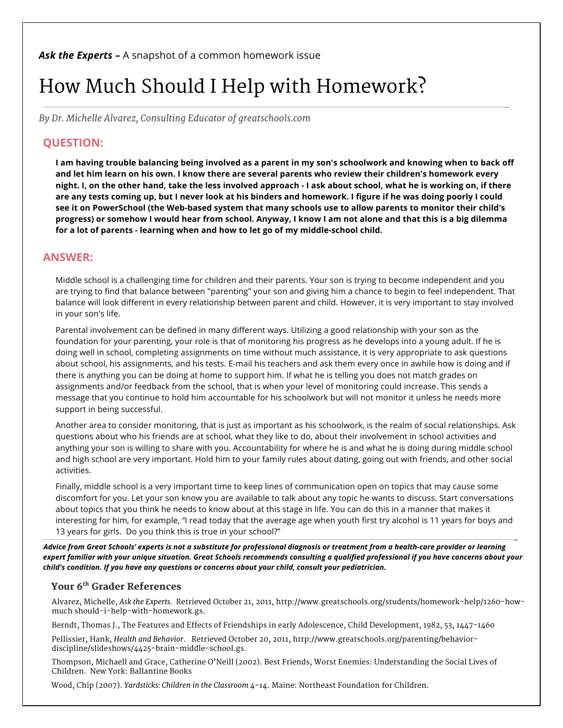***Ask the Experts*** **–** A snapshot of a common homework issue

# How Much Should I Help with Homework?

*By Dr. Michelle Alvarez, Consulting Educator of greatschools.com*

## QUESTION:

**I am having trouble balancing being involved as a parent in my son's schoolwork and knowing when to back off and let him learn on his own. I know there are several parents who review their children's homework every night. I, on the other hand, take the less involved approach - I ask about school, what he is working on, if there are any tests coming up, but I never look at his binders and homework. I figure if he was doing poorly I could see it on PowerSchool (the Web-based system that many schools use to allow parents to monitor their child's progress) or somehow I would hear from school. Anyway, I know I am not alone and that this is a big dilemma for a lot of parents - learning when and how to let go of my middle-school child.**

## ANSWER:

Middle school is a challenging time for children and their parents. Your son is trying to become independent and you are trying to find that balance between "parenting" your son and giving him a chance to begin to feel independent. That balance will look different in every relationship between parent and child. However, it is very important to stay involved in your son's life.

Parental involvement can be defined in many different ways. Utilizing a good relationship with your son as the foundation for your parenting, your role is that of monitoring his progress as he develops into a young adult. If he is doing well in school, completing assignments on time without much assistance, it is very appropriate to ask questions about school, his assignments, and his tests. E-mail his teachers and ask them every once in awhile how is doing and if there is anything you can be doing at home to support him. If what he is telling you does not match grades on assignments and/or feedback from the school, that is when your level of monitoring could increase. This sends a message that you continue to hold him accountable for his schoolwork but will not monitor it unless he needs more support in being successful.

Another area to consider monitoring, that is just as important as his schoolwork, is the realm of social relationships. Ask questions about who his friends are at school, what they like to do, about their involvement in school activities and anything your son is willing to share with you. Accountability for where he is and what he is doing during middle school and high school are very important. Hold him to your family rules about dating, going out with friends, and other social activities.

Finally, middle school is a very important time to keep lines of communication open on topics that may cause some discomfort for you. Let your son know you are available to talk about any topic he wants to discuss. Start conversations about topics that you think he needs to know about at this stage in life. You can do this in a manner that makes it interesting for him, for example, "I read today that the average age when youth first try alcohol is 11 years for boys and 13 years for girls. Do you think this is true in your school?"

***Advice from Great Schools' experts is not a substitute for professional diagnosis or treatment from a health-care provider or learning expert familiar with your unique situation. Great Schools recommends consulting a qualified professional if you have concerns about your child's condition. If you have any questions or concerns about your child, consult your pediatrician.***

### Your 6th Grader References

Alvarez, Michelle, *Ask the Experts.* Retrieved October 21, 2011, http://www.greatschools.org/students/homework-help/1260-how-much should-i-help-with-homework.gs.

Berndt, Thomas J., The Features and Effects of Friendships in early Adolescence, Child Development, 1982, 53, 1447-1460

Pellissier, Hank, *Health and Behavior*. Retrieved October 20, 2011, http://www.greatschools.org/parenting/behavior-discipline/slideshows/4425-brain-middle-school.gs.

Thompson, Michaell and Grace, Catherine O'Neill (2002). Best Friends, Worst Enemies: Understanding the Social Lives of Children. New York: Ballantine Books

Wood, Chip (2007). *Yardsticks: Children in the Classroom 4-14*. Maine: Northeast Foundation for Children.